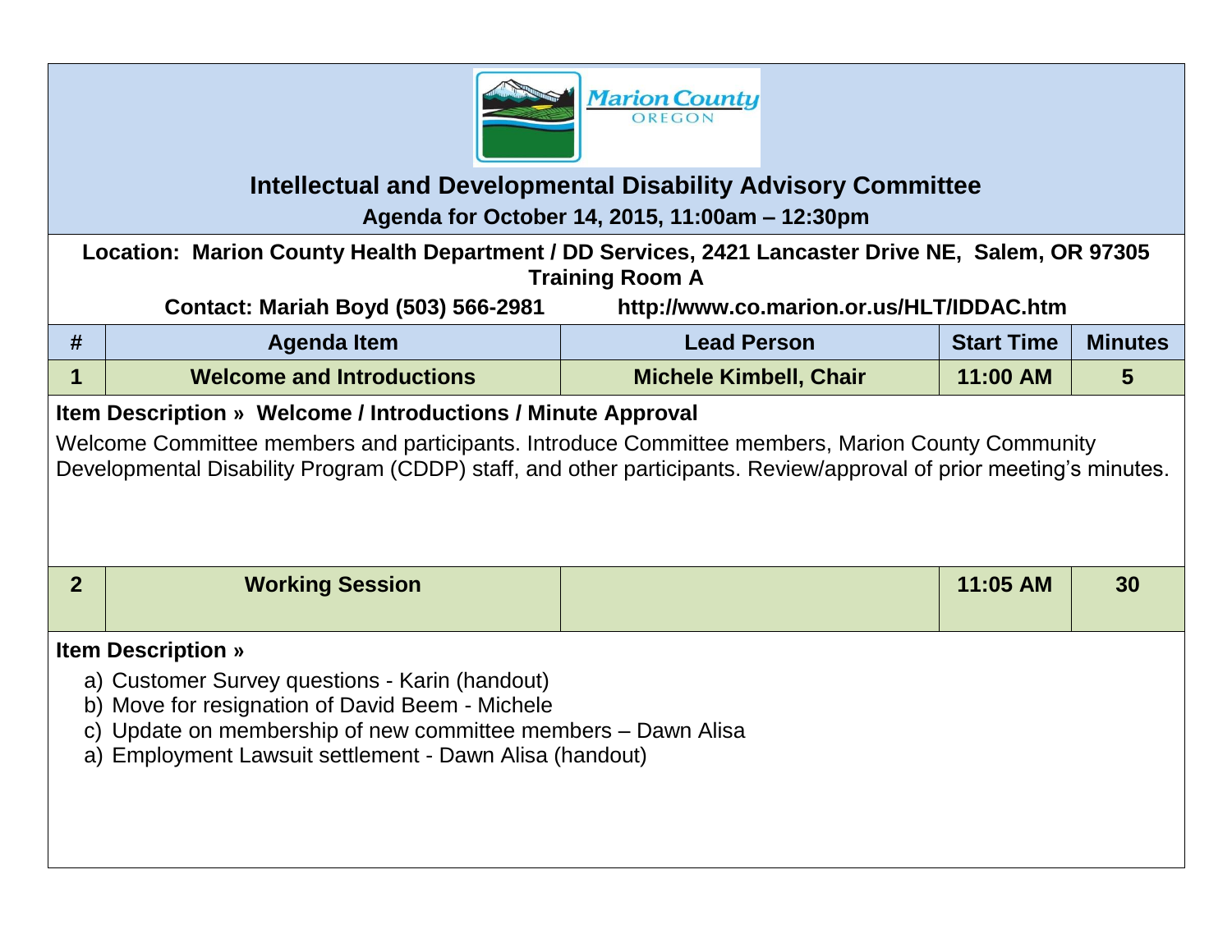# Intellectual and Developmental Disability Advisory Committee

**Agenda for October 14, 2015, 11:00am – 12:30pm**

**Location: Marion County Health Department / DD Services, 2421 Lancaster Drive NE, Salem, OR 97305**
**Training Room A**

**Contact: Mariah Boyd (503) 566-2981** **http://www.co.marion.or.us/HLT/IDDAC.htm**

| # | Agenda Item | Lead Person | Start Time | Minutes |
|---|---|---|---|---|
| 1 | Welcome and Introductions | Michele Kimbell, Chair | 11:00 AM | 5 |

**Item Description » Welcome / Introductions / Minute Approval**

Welcome Committee members and participants. Introduce Committee members, Marion County Community Developmental Disability Program (CDDP) staff, and other participants. Review/approval of prior meeting's minutes.

| # | Agenda Item | Lead Person | Start Time | Minutes |
|---|---|---|---|---|
| 2 | Working Session | | 11:05 AM | 30 |

**Item Description »**

a) Customer Survey questions - Karin (handout)
b) Move for resignation of David Beem - Michele
c) Update on membership of new committee members – Dawn Alisa
a) Employment Lawsuit settlement - Dawn Alisa (handout)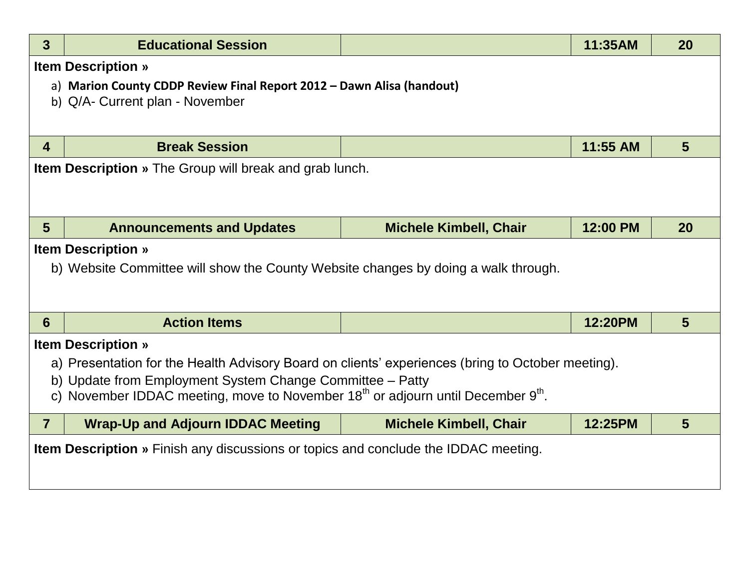| 3 | Educational Session | | 11:35AM | 20 |
|---|---|---|---|---|

**Item Description »**

a) **Marion County CDDP Review Final Report 2012 – Dawn Alisa (handout)**
b) Q/A- Current plan - November

| 4 | Break Session | | 11:55 AM | 5 |
|---|---|---|---|---|

**Item Description »** The Group will break and grab lunch.

| 5 | Announcements and Updates | Michele Kimbell, Chair | 12:00 PM | 20 |
|---|---|---|---|---|

**Item Description »**

b) Website Committee will show the County Website changes by doing a walk through.

| 6 | Action Items | | 12:20PM | 5 |
|---|---|---|---|---|

**Item Description »**

a) Presentation for the Health Advisory Board on clients' experiences (bring to October meeting).
b) Update from Employment System Change Committee – Patty
c) November IDDAC meeting, move to November 18th or adjourn until December 9th.

| 7 | Wrap-Up and Adjourn IDDAC Meeting | Michele Kimbell, Chair | 12:25PM | 5 |
|---|---|---|---|---|

**Item Description »** Finish any discussions or topics and conclude the IDDAC meeting.